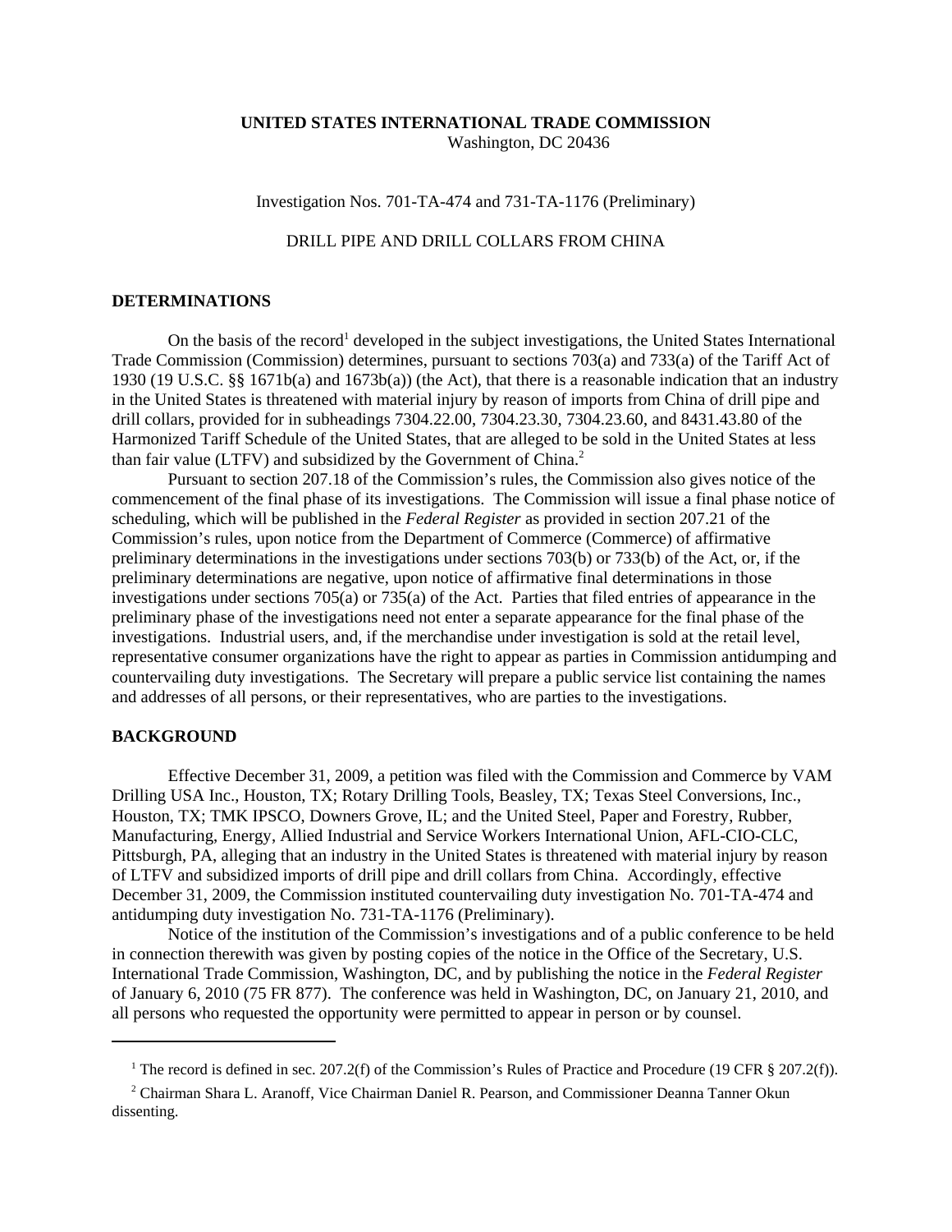**UNITED STATES INTERNATIONAL TRADE COMMISSION**
Washington, DC 20436

Investigation Nos. 701-TA-474 and 731-TA-1176 (Preliminary)

DRILL PIPE AND DRILL COLLARS FROM CHINA

## DETERMINATIONS

On the basis of the record[1] developed in the subject investigations, the United States International Trade Commission (Commission) determines, pursuant to sections 703(a) and 733(a) of the Tariff Act of 1930 (19 U.S.C. §§ 1671b(a) and 1673b(a)) (the Act), that there is a reasonable indication that an industry in the United States is threatened with material injury by reason of imports from China of drill pipe and drill collars, provided for in subheadings 7304.22.00, 7304.23.30, 7304.23.60, and 8431.43.80 of the Harmonized Tariff Schedule of the United States, that are alleged to be sold in the United States at less than fair value (LTFV) and subsidized by the Government of China.[2]

Pursuant to section 207.18 of the Commission's rules, the Commission also gives notice of the commencement of the final phase of its investigations. The Commission will issue a final phase notice of scheduling, which will be published in the *Federal Register* as provided in section 207.21 of the Commission's rules, upon notice from the Department of Commerce (Commerce) of affirmative preliminary determinations in the investigations under sections 703(b) or 733(b) of the Act, or, if the preliminary determinations are negative, upon notice of affirmative final determinations in those investigations under sections 705(a) or 735(a) of the Act. Parties that filed entries of appearance in the preliminary phase of the investigations need not enter a separate appearance for the final phase of the investigations. Industrial users, and, if the merchandise under investigation is sold at the retail level, representative consumer organizations have the right to appear as parties in Commission antidumping and countervailing duty investigations. The Secretary will prepare a public service list containing the names and addresses of all persons, or their representatives, who are parties to the investigations.

## BACKGROUND

Effective December 31, 2009, a petition was filed with the Commission and Commerce by VAM Drilling USA Inc., Houston, TX; Rotary Drilling Tools, Beasley, TX; Texas Steel Conversions, Inc., Houston, TX; TMK IPSCO, Downers Grove, IL; and the United Steel, Paper and Forestry, Rubber, Manufacturing, Energy, Allied Industrial and Service Workers International Union, AFL-CIO-CLC, Pittsburgh, PA, alleging that an industry in the United States is threatened with material injury by reason of LTFV and subsidized imports of drill pipe and drill collars from China. Accordingly, effective December 31, 2009, the Commission instituted countervailing duty investigation No. 701-TA-474 and antidumping duty investigation No. 731-TA-1176 (Preliminary).

Notice of the institution of the Commission's investigations and of a public conference to be held in connection therewith was given by posting copies of the notice in the Office of the Secretary, U.S. International Trade Commission, Washington, DC, and by publishing the notice in the *Federal Register* of January 6, 2010 (75 FR 877). The conference was held in Washington, DC, on January 21, 2010, and all persons who requested the opportunity were permitted to appear in person or by counsel.

---

[1] The record is defined in sec. 207.2(f) of the Commission's Rules of Practice and Procedure (19 CFR § 207.2(f)).

[2] Chairman Shara L. Aranoff, Vice Chairman Daniel R. Pearson, and Commissioner Deanna Tanner Okun dissenting.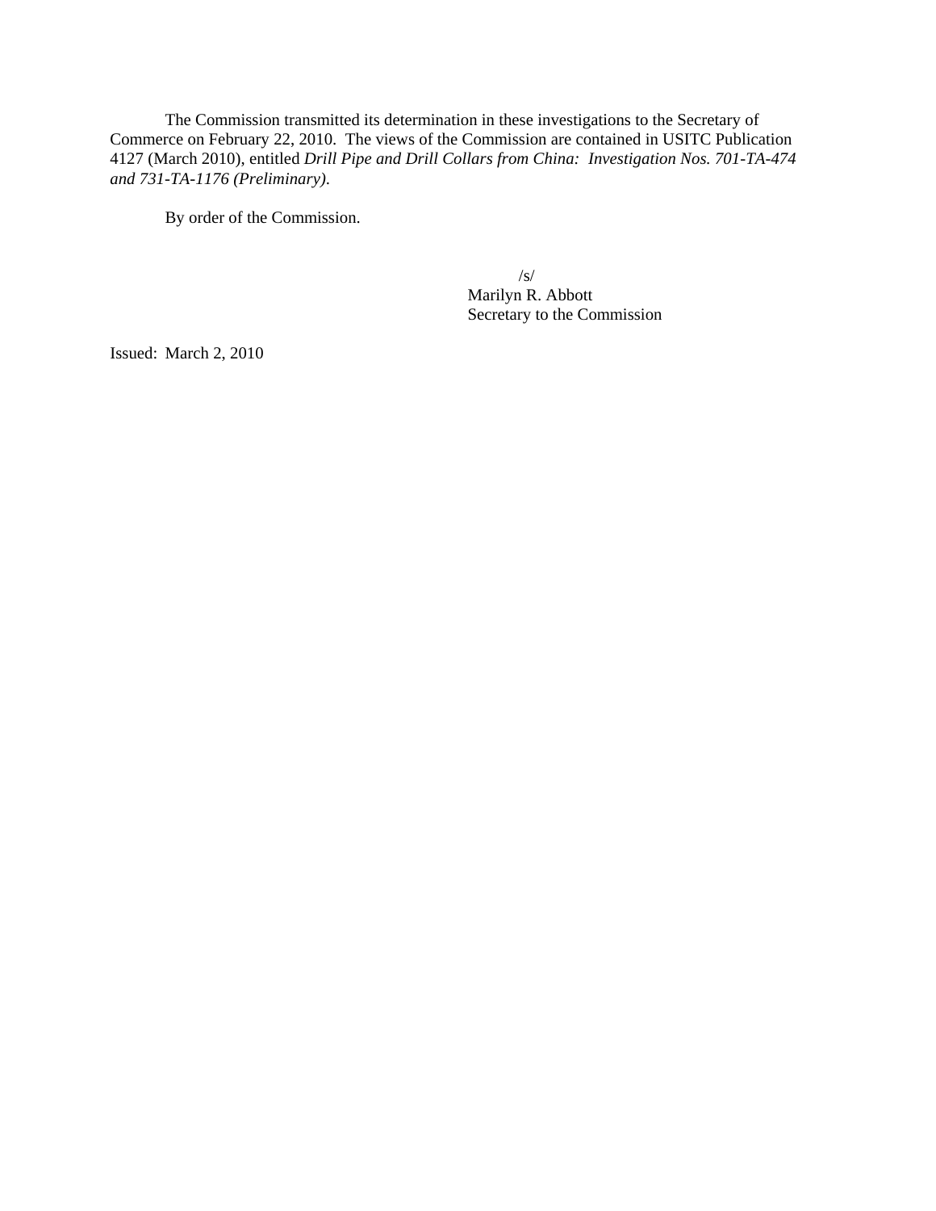The Commission transmitted its determination in these investigations to the Secretary of Commerce on February 22, 2010. The views of the Commission are contained in USITC Publication 4127 (March 2010), entitled *Drill Pipe and Drill Collars from China: Investigation Nos. 701-TA-474 and 731-TA-1176 (Preliminary)*.

By order of the Commission.

/s/
Marilyn R. Abbott
Secretary to the Commission

Issued: March 2, 2010